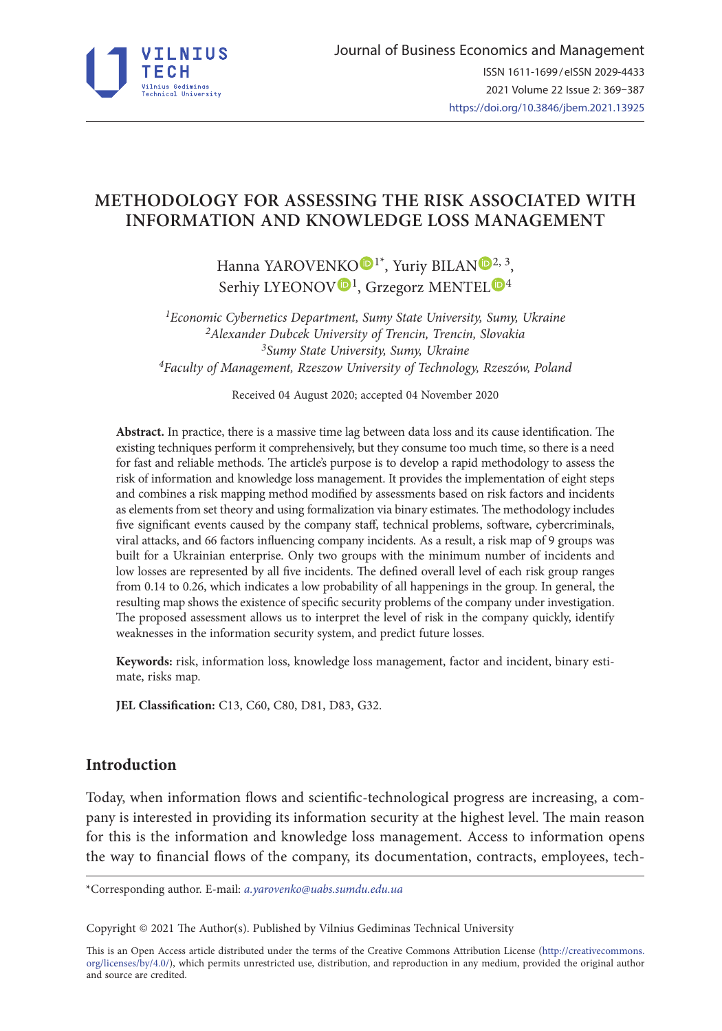# METHODOLOGY FOR ASSESSING THE RISK ASSOCIATED WITH INFORMATION AND KNOWLEDGE LOSS MANAGEMENT

Hanna YAROVENKO [1*], Yuriy BILAN [2, 3], Serhiy LYEONOV [1], Grzegorz MENTEL [4]

[1]*Economic Cybernetics Department, Sumy State University, Sumy, Ukraine*
[2]*Alexander Dubcek University of Trencin, Trencin, Slovakia*
[3]*Sumy State University, Sumy, Ukraine*
[4]*Faculty of Management, Rzeszow University of Technology, Rzeszów, Poland*

Received 04 August 2020; accepted 04 November 2020

**Abstract.** In practice, there is a massive time lag between data loss and its cause identification. The existing techniques perform it comprehensively, but they consume too much time, so there is a need for fast and reliable methods. The article's purpose is to develop a rapid methodology to assess the risk of information and knowledge loss management. It provides the implementation of eight steps and combines a risk mapping method modified by assessments based on risk factors and incidents as elements from set theory and using formalization via binary estimates. The methodology includes five significant events caused by the company staff, technical problems, software, cybercriminals, viral attacks, and 66 factors influencing company incidents. As a result, a risk map of 9 groups was built for a Ukrainian enterprise. Only two groups with the minimum number of incidents and low losses are represented by all five incidents. The defined overall level of each risk group ranges from 0.14 to 0.26, which indicates a low probability of all happenings in the group. In general, the resulting map shows the existence of specific security problems of the company under investigation. The proposed assessment allows us to interpret the level of risk in the company quickly, identify weaknesses in the information security system, and predict future losses.

**Keywords:** risk, information loss, knowledge loss management, factor and incident, binary estimate, risks map.

**JEL Classification:** C13, C60, C80, D81, D83, G32.

## Introduction

Today, when information flows and scientific-technological progress are increasing, a company is interested in providing its information security at the highest level. The main reason for this is the information and knowledge loss management. Access to information opens the way to financial flows of the company, its documentation, contracts, employees, tech-

*Corresponding author. E-mail: *a.yarovenko@uabs.sumdu.edu.ua*

Copyright © 2021 The Author(s). Published by Vilnius Gediminas Technical University

This is an Open Access article distributed under the terms of the Creative Commons Attribution License (http://creativecommons.org/licenses/by/4.0/), which permits unrestricted use, distribution, and reproduction in any medium, provided the original author and source are credited.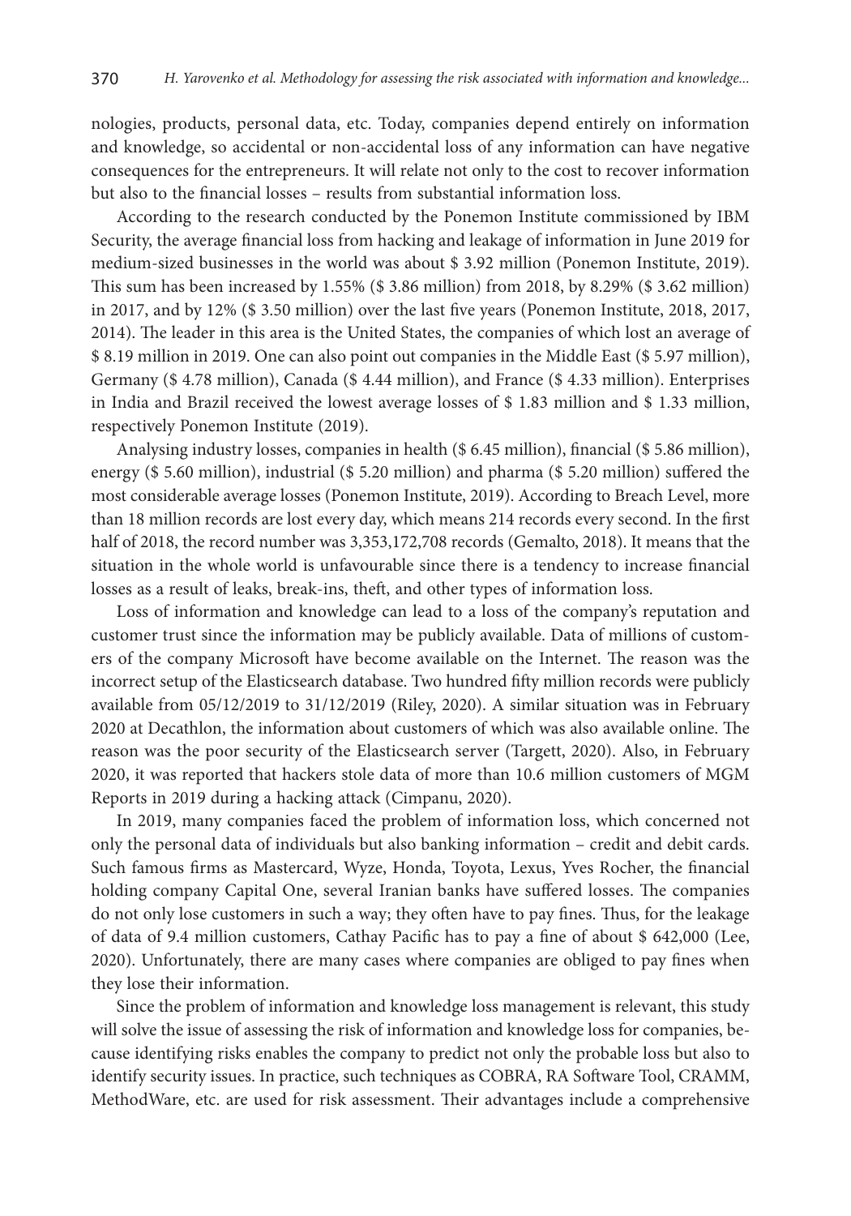nologies, products, personal data, etc. Today, companies depend entirely on information and knowledge, so accidental or non-accidental loss of any information can have negative consequences for the entrepreneurs. It will relate not only to the cost to recover information but also to the financial losses – results from substantial information loss.

According to the research conducted by the Ponemon Institute commissioned by IBM Security, the average financial loss from hacking and leakage of information in June 2019 for medium-sized businesses in the world was about $ 3.92 million (Ponemon Institute, 2019). This sum has been increased by 1.55% ($ 3.86 million) from 2018, by 8.29% ($ 3.62 million) in 2017, and by 12% ($ 3.50 million) over the last five years (Ponemon Institute, 2018, 2017, 2014). The leader in this area is the United States, the companies of which lost an average of $ 8.19 million in 2019. One can also point out companies in the Middle East ($ 5.97 million), Germany ($ 4.78 million), Canada ($ 4.44 million), and France ($ 4.33 million). Enterprises in India and Brazil received the lowest average losses of $ 1.83 million and $ 1.33 million, respectively Ponemon Institute (2019).

Analysing industry losses, companies in health ($ 6.45 million), financial ($ 5.86 million), energy ($ 5.60 million), industrial ($ 5.20 million) and pharma ($ 5.20 million) suffered the most considerable average losses (Ponemon Institute, 2019). According to Breach Level, more than 18 million records are lost every day, which means 214 records every second. In the first half of 2018, the record number was 3,353,172,708 records (Gemalto, 2018). It means that the situation in the whole world is unfavourable since there is a tendency to increase financial losses as a result of leaks, break-ins, theft, and other types of information loss.

Loss of information and knowledge can lead to a loss of the company's reputation and customer trust since the information may be publicly available. Data of millions of customers of the company Microsoft have become available on the Internet. The reason was the incorrect setup of the Elasticsearch database. Two hundred fifty million records were publicly available from 05/12/2019 to 31/12/2019 (Riley, 2020). A similar situation was in February 2020 at Decathlon, the information about customers of which was also available online. The reason was the poor security of the Elasticsearch server (Targett, 2020). Also, in February 2020, it was reported that hackers stole data of more than 10.6 million customers of MGM Reports in 2019 during a hacking attack (Cimpanu, 2020).

In 2019, many companies faced the problem of information loss, which concerned not only the personal data of individuals but also banking information – credit and debit cards. Such famous firms as Mastercard, Wyze, Honda, Toyota, Lexus, Yves Rocher, the financial holding company Capital One, several Iranian banks have suffered losses. The companies do not only lose customers in such a way; they often have to pay fines. Thus, for the leakage of data of 9.4 million customers, Cathay Pacific has to pay a fine of about $ 642,000 (Lee, 2020). Unfortunately, there are many cases where companies are obliged to pay fines when they lose their information.

Since the problem of information and knowledge loss management is relevant, this study will solve the issue of assessing the risk of information and knowledge loss for companies, because identifying risks enables the company to predict not only the probable loss but also to identify security issues. In practice, such techniques as COBRA, RA Software Tool, CRAMM, MethodWare, etc. are used for risk assessment. Their advantages include a comprehensive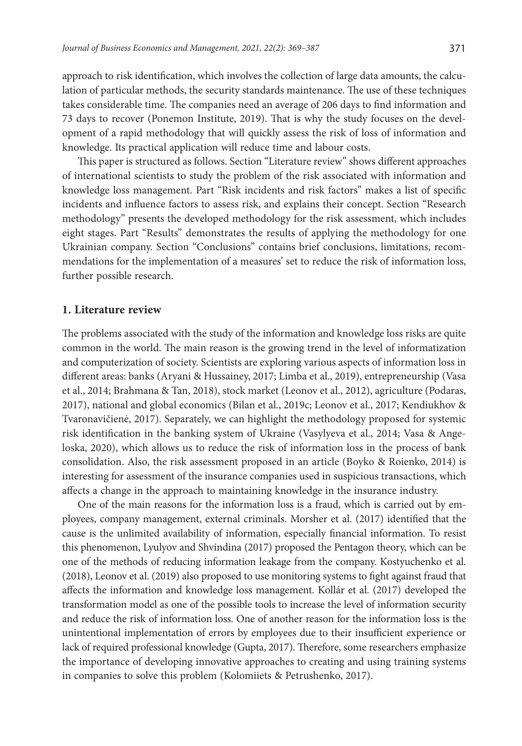approach to risk identification, which involves the collection of large data amounts, the calculation of particular methods, the security standards maintenance. The use of these techniques takes considerable time. The companies need an average of 206 days to find information and 73 days to recover (Ponemon Institute, 2019). That is why the study focuses on the development of a rapid methodology that will quickly assess the risk of loss of information and knowledge. Its practical application will reduce time and labour costs.

This paper is structured as follows. Section "Literature review" shows different approaches of international scientists to study the problem of the risk associated with information and knowledge loss management. Part "Risk incidents and risk factors" makes a list of specific incidents and influence factors to assess risk, and explains their concept. Section "Research methodology" presents the developed methodology for the risk assessment, which includes eight stages. Part "Results" demonstrates the results of applying the methodology for one Ukrainian company. Section "Conclusions" contains brief conclusions, limitations, recommendations for the implementation of a measures' set to reduce the risk of information loss, further possible research.

## 1. Literature review

The problems associated with the study of the information and knowledge loss risks are quite common in the world. The main reason is the growing trend in the level of informatization and computerization of society. Scientists are exploring various aspects of information loss in different areas: banks (Aryani & Hussainey, 2017; Limba et al., 2019), entrepreneurship (Vasa et al., 2014; Brahmana & Tan, 2018), stock market (Leonov et al., 2012), agriculture (Podaras, 2017), national and global economics (Bilan et al., 2019c; Leonov et al., 2017; Kendiukhov & Tvaronavičienė, 2017). Separately, we can highlight the methodology proposed for systemic risk identification in the banking system of Ukraine (Vasylyeva et al., 2014; Vasa & Angeloska, 2020), which allows us to reduce the risk of information loss in the process of bank consolidation. Also, the risk assessment proposed in an article (Boyko & Roienko, 2014) is interesting for assessment of the insurance companies used in suspicious transactions, which affects a change in the approach to maintaining knowledge in the insurance industry.

One of the main reasons for the information loss is a fraud, which is carried out by employees, company management, external criminals. Morsher et al. (2017) identified that the cause is the unlimited availability of information, especially financial information. To resist this phenomenon, Lyulyov and Shvindina (2017) proposed the Pentagon theory, which can be one of the methods of reducing information leakage from the company. Kostyuchenko et al. (2018), Leonov et al. (2019) also proposed to use monitoring systems to fight against fraud that affects the information and knowledge loss management. Kollár et al. (2017) developed the transformation model as one of the possible tools to increase the level of information security and reduce the risk of information loss. One of another reason for the information loss is the unintentional implementation of errors by employees due to their insufficient experience or lack of required professional knowledge (Gupta, 2017). Therefore, some researchers emphasize the importance of developing innovative approaches to creating and using training systems in companies to solve this problem (Kolomiiets & Petrushenko, 2017).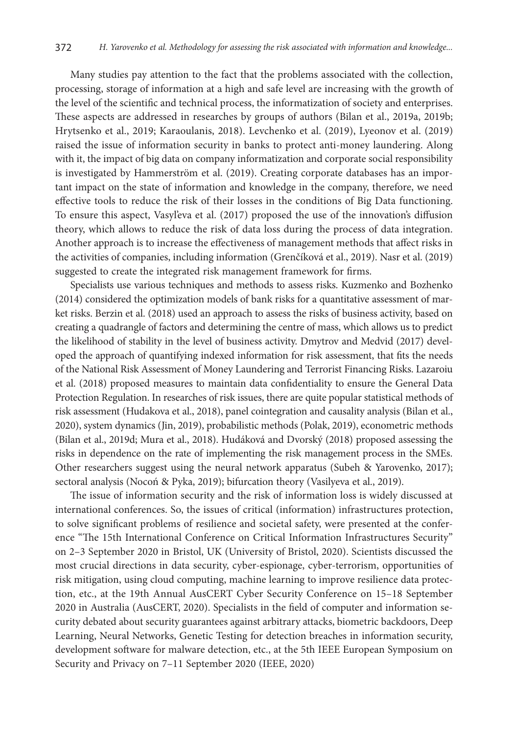Many studies pay attention to the fact that the problems associated with the collection, processing, storage of information at a high and safe level are increasing with the growth of the level of the scientific and technical process, the informatization of society and enterprises. These aspects are addressed in researches by groups of authors (Bilan et al., 2019a, 2019b; Hrytsenko et al., 2019; Karaoulanis, 2018). Levchenko et al. (2019), Lyeonov et al. (2019) raised the issue of information security in banks to protect anti-money laundering. Along with it, the impact of big data on company informatization and corporate social responsibility is investigated by Hammerström et al. (2019). Creating corporate databases has an important impact on the state of information and knowledge in the company, therefore, we need effective tools to reduce the risk of their losses in the conditions of Big Data functioning. To ensure this aspect, Vasyl'eva et al. (2017) proposed the use of the innovation's diffusion theory, which allows to reduce the risk of data loss during the process of data integration. Another approach is to increase the effectiveness of management methods that affect risks in the activities of companies, including information (Grenčíková et al., 2019). Nasr et al. (2019) suggested to create the integrated risk management framework for firms.

Specialists use various techniques and methods to assess risks. Kuzmenko and Bozhenko (2014) considered the optimization models of bank risks for a quantitative assessment of market risks. Berzin et al. (2018) used an approach to assess the risks of business activity, based on creating a quadrangle of factors and determining the centre of mass, which allows us to predict the likelihood of stability in the level of business activity. Dmytrov and Medvid (2017) developed the approach of quantifying indexed information for risk assessment, that fits the needs of the National Risk Assessment of Money Laundering and Terrorist Financing Risks. Lazaroiu et al. (2018) proposed measures to maintain data confidentiality to ensure the General Data Protection Regulation. In researches of risk issues, there are quite popular statistical methods of risk assessment (Hudakova et al., 2018), panel cointegration and causality analysis (Bilan et al., 2020), system dynamics (Jin, 2019), probabilistic methods (Polak, 2019), econometric methods (Bilan et al., 2019d; Mura et al., 2018). Hudáková and Dvorský (2018) proposed assessing the risks in dependence on the rate of implementing the risk management process in the SMEs. Other researchers suggest using the neural network apparatus (Subeh & Yarovenko, 2017); sectoral analysis (Nocoń & Pyka, 2019); bifurcation theory (Vasilyeva et al., 2019).

The issue of information security and the risk of information loss is widely discussed at international conferences. So, the issues of critical (information) infrastructures protection, to solve significant problems of resilience and societal safety, were presented at the conference "The 15th International Conference on Critical Information Infrastructures Security" on 2–3 September 2020 in Bristol, UK (University of Bristol, 2020). Scientists discussed the most crucial directions in data security, cyber-espionage, cyber-terrorism, opportunities of risk mitigation, using cloud computing, machine learning to improve resilience data protection, etc., at the 19th Annual AusCERT Cyber Security Conference on 15–18 September 2020 in Australia (AusCERT, 2020). Specialists in the field of computer and information security debated about security guarantees against arbitrary attacks, biometric backdoors, Deep Learning, Neural Networks, Genetic Testing for detection breaches in information security, development software for malware detection, etc., at the 5th IEEE European Symposium on Security and Privacy on 7–11 September 2020 (IEEE, 2020)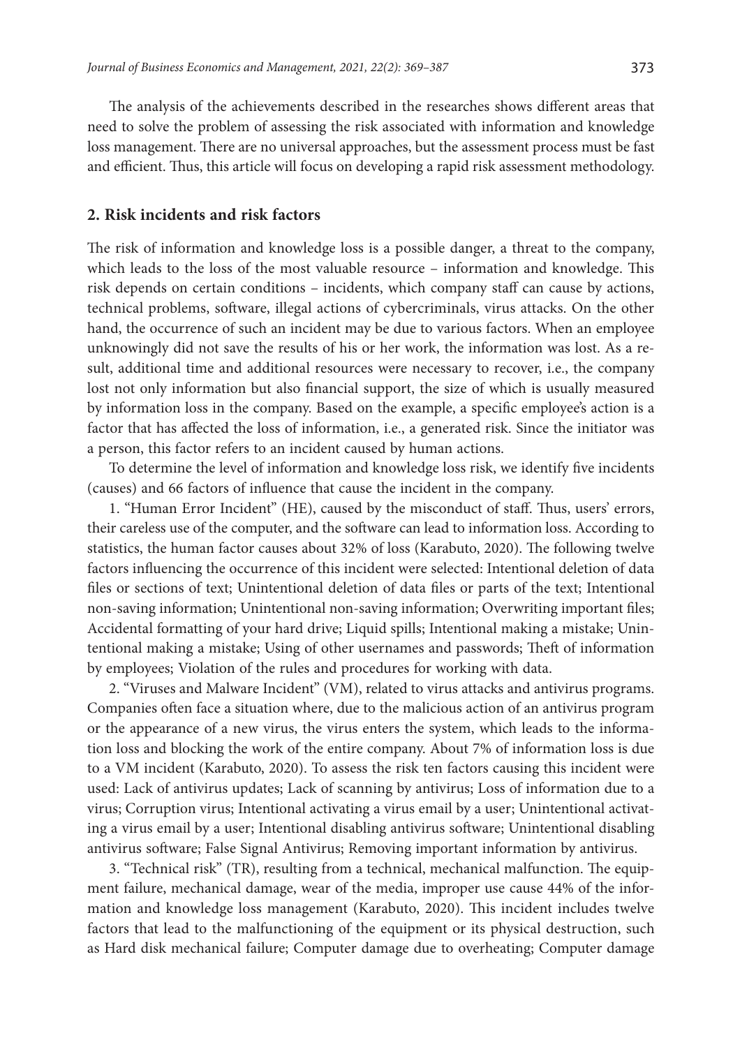The analysis of the achievements described in the researches shows different areas that need to solve the problem of assessing the risk associated with information and knowledge loss management. There are no universal approaches, but the assessment process must be fast and efficient. Thus, this article will focus on developing a rapid risk assessment methodology.

## 2. Risk incidents and risk factors

The risk of information and knowledge loss is a possible danger, a threat to the company, which leads to the loss of the most valuable resource – information and knowledge. This risk depends on certain conditions – incidents, which company staff can cause by actions, technical problems, software, illegal actions of cybercriminals, virus attacks. On the other hand, the occurrence of such an incident may be due to various factors. When an employee unknowingly did not save the results of his or her work, the information was lost. As a result, additional time and additional resources were necessary to recover, i.e., the company lost not only information but also financial support, the size of which is usually measured by information loss in the company. Based on the example, a specific employee's action is a factor that has affected the loss of information, i.e., a generated risk. Since the initiator was a person, this factor refers to an incident caused by human actions.

To determine the level of information and knowledge loss risk, we identify five incidents (causes) and 66 factors of influence that cause the incident in the company.

1. "Human Error Incident" (HE), caused by the misconduct of staff. Thus, users' errors, their careless use of the computer, and the software can lead to information loss. According to statistics, the human factor causes about 32% of loss (Karabuto, 2020). The following twelve factors influencing the occurrence of this incident were selected: Intentional deletion of data files or sections of text; Unintentional deletion of data files or parts of the text; Intentional non-saving information; Unintentional non-saving information; Overwriting important files; Accidental formatting of your hard drive; Liquid spills; Intentional making a mistake; Unintentional making a mistake; Using of other usernames and passwords; Theft of information by employees; Violation of the rules and procedures for working with data.

2. "Viruses and Malware Incident" (VM), related to virus attacks and antivirus programs. Companies often face a situation where, due to the malicious action of an antivirus program or the appearance of a new virus, the virus enters the system, which leads to the information loss and blocking the work of the entire company. About 7% of information loss is due to a VM incident (Karabuto, 2020). To assess the risk ten factors causing this incident were used: Lack of antivirus updates; Lack of scanning by antivirus; Loss of information due to a virus; Corruption virus; Intentional activating a virus email by a user; Unintentional activating a virus email by a user; Intentional disabling antivirus software; Unintentional disabling antivirus software; False Signal Antivirus; Removing important information by antivirus.

3. "Technical risk" (TR), resulting from a technical, mechanical malfunction. The equipment failure, mechanical damage, wear of the media, improper use cause 44% of the information and knowledge loss management (Karabuto, 2020). This incident includes twelve factors that lead to the malfunctioning of the equipment or its physical destruction, such as Hard disk mechanical failure; Computer damage due to overheating; Computer damage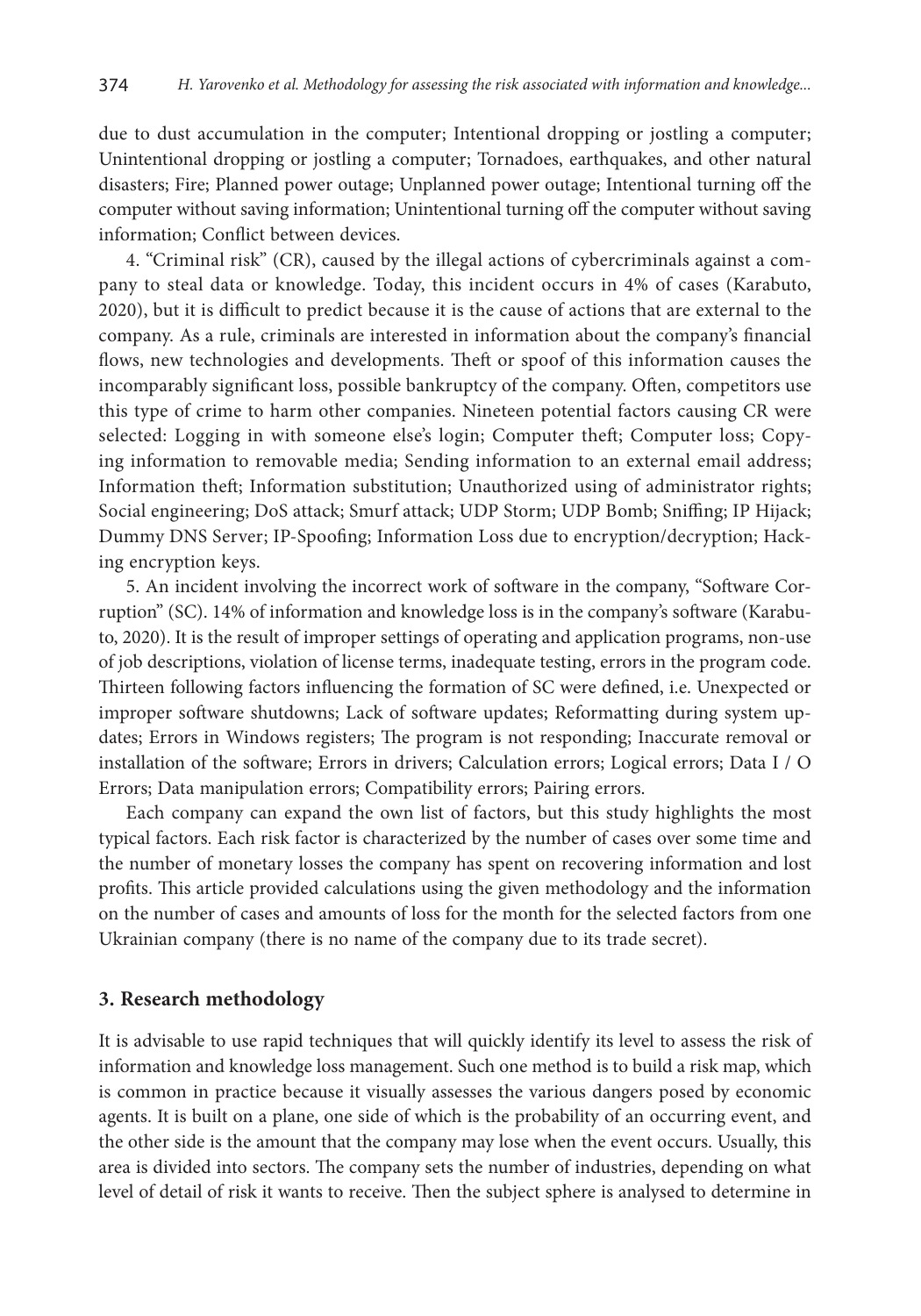due to dust accumulation in the computer; Intentional dropping or jostling a computer; Unintentional dropping or jostling a computer; Tornadoes, earthquakes, and other natural disasters; Fire; Planned power outage; Unplanned power outage; Intentional turning off the computer without saving information; Unintentional turning off the computer without saving information; Conflict between devices.

4. "Criminal risk" (CR), caused by the illegal actions of cybercriminals against a company to steal data or knowledge. Today, this incident occurs in 4% of cases (Karabuto, 2020), but it is difficult to predict because it is the cause of actions that are external to the company. As a rule, criminals are interested in information about the company's financial flows, new technologies and developments. Theft or spoof of this information causes the incomparably significant loss, possible bankruptcy of the company. Often, competitors use this type of crime to harm other companies. Nineteen potential factors causing CR were selected: Logging in with someone else's login; Computer theft; Computer loss; Copying information to removable media; Sending information to an external email address; Information theft; Information substitution; Unauthorized using of administrator rights; Social engineering; DoS attack; Smurf attack; UDP Storm; UDP Bomb; Sniffing; IP Hijack; Dummy DNS Server; IP-Spoofing; Information Loss due to encryption/decryption; Hacking encryption keys.

5. An incident involving the incorrect work of software in the company, "Software Corruption" (SC). 14% of information and knowledge loss is in the company's software (Karabuto, 2020). It is the result of improper settings of operating and application programs, non-use of job descriptions, violation of license terms, inadequate testing, errors in the program code. Thirteen following factors influencing the formation of SC were defined, i.e. Unexpected or improper software shutdowns; Lack of software updates; Reformatting during system updates; Errors in Windows registers; The program is not responding; Inaccurate removal or installation of the software; Errors in drivers; Calculation errors; Logical errors; Data I / O Errors; Data manipulation errors; Compatibility errors; Pairing errors.

Each company can expand the own list of factors, but this study highlights the most typical factors. Each risk factor is characterized by the number of cases over some time and the number of monetary losses the company has spent on recovering information and lost profits. This article provided calculations using the given methodology and the information on the number of cases and amounts of loss for the month for the selected factors from one Ukrainian company (there is no name of the company due to its trade secret).

## 3. Research methodology

It is advisable to use rapid techniques that will quickly identify its level to assess the risk of information and knowledge loss management. Such one method is to build a risk map, which is common in practice because it visually assesses the various dangers posed by economic agents. It is built on a plane, one side of which is the probability of an occurring event, and the other side is the amount that the company may lose when the event occurs. Usually, this area is divided into sectors. The company sets the number of industries, depending on what level of detail of risk it wants to receive. Then the subject sphere is analysed to determine in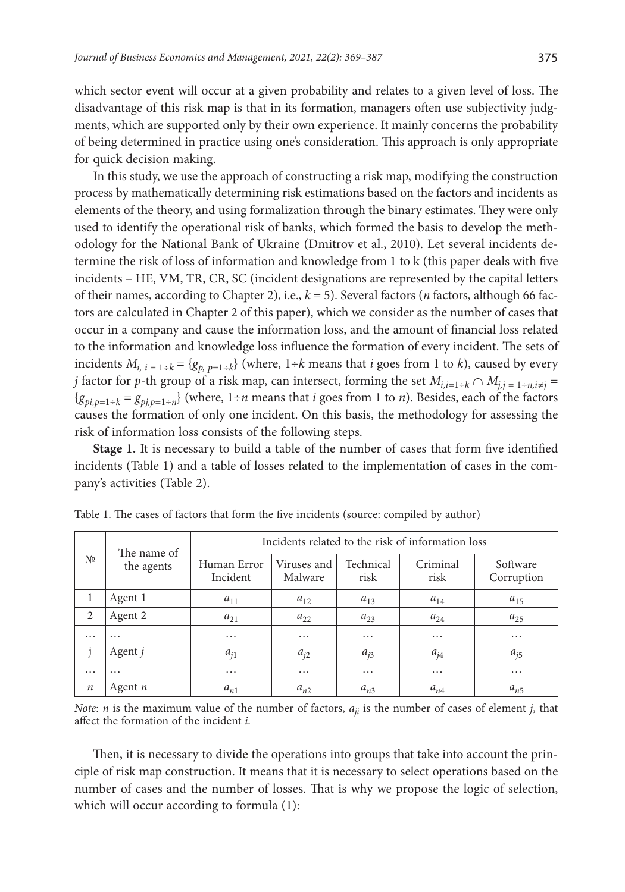which sector event will occur at a given probability and relates to a given level of loss. The disadvantage of this risk map is that in its formation, managers often use subjectivity judgments, which are supported only by their own experience. It mainly concerns the probability of being determined in practice using one's consideration. This approach is only appropriate for quick decision making.

In this study, we use the approach of constructing a risk map, modifying the construction process by mathematically determining risk estimations based on the factors and incidents as elements of the theory, and using formalization through the binary estimates. They were only used to identify the operational risk of banks, which formed the basis to develop the methodology for the National Bank of Ukraine (Dmitrov et al., 2010). Let several incidents determine the risk of loss of information and knowledge from 1 to k (this paper deals with five incidents – HE, VM, TR, CR, SC (incident designations are represented by the capital letters of their names, according to Chapter 2), i.e., $k = 5$). Several factors ($n$ factors, although 66 factors are calculated in Chapter 2 of this paper), which we consider as the number of cases that occur in a company and cause the information loss, and the amount of financial loss related to the information and knowledge loss influence the formation of every incident. The sets of incidents $M_{i,\, i=1\div k} = \{g_{p,\, p=1\div k}\}$ (where, $1\div k$ means that $i$ goes from 1 to $k$), caused by every $j$ factor for $p$-th group of a risk map, can intersect, forming the set $M_{i,i=1\div k} \cap M_{j,j=1\div n, i\neq j} = \{g_{pi,p=1\div k} = g_{pj,p=1\div n}\}$ (where, $1\div n$ means that $i$ goes from 1 to $n$). Besides, each of the factors causes the formation of only one incident. On this basis, the methodology for assessing the risk of information loss consists of the following steps.

**Stage 1.** It is necessary to build a table of the number of cases that form five identified incidents (Table 1) and a table of losses related to the implementation of cases in the company's activities (Table 2).

Table 1. The cases of factors that form the five incidents (source: compiled by author)

| № | The name of the agents | Incidents related to the risk of information loss | | | | |
|---|---|---|---|---|---|---|
| | | Human Error Incident | Viruses and Malware | Technical risk | Criminal risk | Software Corruption |
| 1 | Agent 1 | $a_{11}$ | $a_{12}$ | $a_{13}$ | $a_{14}$ | $a_{15}$ |
| 2 | Agent 2 | $a_{21}$ | $a_{22}$ | $a_{23}$ | $a_{24}$ | $a_{25}$ |
| … | … | … | … | … | … | … |
| j | Agent $j$ | $a_{j1}$ | $a_{j2}$ | $a_{j3}$ | $a_{j4}$ | $a_{j5}$ |
| … | … | … | … | … | … | … |
| $n$ | Agent $n$ | $a_{n1}$ | $a_{n2}$ | $a_{n3}$ | $a_{n4}$ | $a_{n5}$ |

*Note*: $n$ is the maximum value of the number of factors, $a_{ji}$ is the number of cases of element $j$, that affect the formation of the incident $i$.

Then, it is necessary to divide the operations into groups that take into account the principle of risk map construction. It means that it is necessary to select operations based on the number of cases and the number of losses. That is why we propose the logic of selection, which will occur according to formula (1):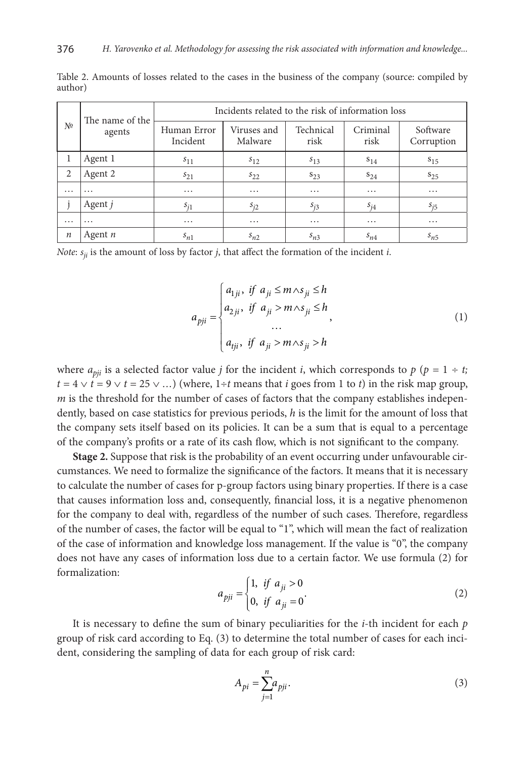Table 2. Amounts of losses related to the cases in the business of the company (source: compiled by author)

| № | The name of the agents | Incidents related to the risk of information loss | | | | |
|---|---|---|---|---|---|---|
| | | Human Error Incident | Viruses and Malware | Technical risk | Criminal risk | Software Corruption |
| 1 | Agent 1 | $s_{11}$ | $s_{12}$ | $s_{13}$ | $s_{14}$ | $s_{15}$ |
| 2 | Agent 2 | $s_{21}$ | $s_{22}$ | $s_{23}$ | $s_{24}$ | $s_{25}$ |
| … | … | … | … | … | … | … |
| j | Agent *j* | $s_{j1}$ | $s_{j2}$ | $s_{j3}$ | $s_{j4}$ | $s_{j5}$ |
| … | … | … | … | … | … | … |
| *n* | Agent *n* | $s_{n1}$ | $s_{n2}$ | $s_{n3}$ | $s_{n4}$ | $s_{n5}$ |

*Note*: $s_{ji}$ is the amount of loss by factor *j*, that affect the formation of the incident *i*.

$$a_{pji} = \begin{cases} a_{1ji}, \ if \ a_{ji} \leq m \wedge s_{ji} \leq h \\ a_{2ji}, \ if \ a_{ji} > m \wedge s_{ji} \leq h \\ \qquad \dots \\ a_{tji}, \ if \ a_{ji} > m \wedge s_{ji} > h \end{cases}, \tag{1}$$

where $a_{pji}$ is a selected factor value *j* for the incident *i*, which corresponds to *p* ($p = 1 \div t$; $t = 4 \vee t = 9 \vee t = 25 \vee \dots$) (where, $1 \div t$ means that *i* goes from 1 to *t*) in the risk map group, *m* is the threshold for the number of cases of factors that the company establishes independently, based on case statistics for previous periods, *h* is the limit for the amount of loss that the company sets itself based on its policies. It can be a sum that is equal to a percentage of the company's profits or a rate of its cash flow, which is not significant to the company.

**Stage 2.** Suppose that risk is the probability of an event occurring under unfavourable circumstances. We need to formalize the significance of the factors. It means that it is necessary to calculate the number of cases for p-group factors using binary properties. If there is a case that causes information loss and, consequently, financial loss, it is a negative phenomenon for the company to deal with, regardless of the number of such cases. Therefore, regardless of the number of cases, the factor will be equal to "1", which will mean the fact of realization of the case of information and knowledge loss management. If the value is "0", the company does not have any cases of information loss due to a certain factor. We use formula (2) for formalization:

$$a_{pji} = \begin{cases} 1, \ if \ a_{ji} > 0 \\ 0, \ if \ a_{ji} = 0 \end{cases}. \tag{2}$$

It is necessary to define the sum of binary peculiarities for the *i*-th incident for each *p* group of risk card according to Eq. (3) to determine the total number of cases for each incident, considering the sampling of data for each group of risk card:

$$A_{pi} = \sum_{j=1}^{n} a_{pji}. \tag{3}$$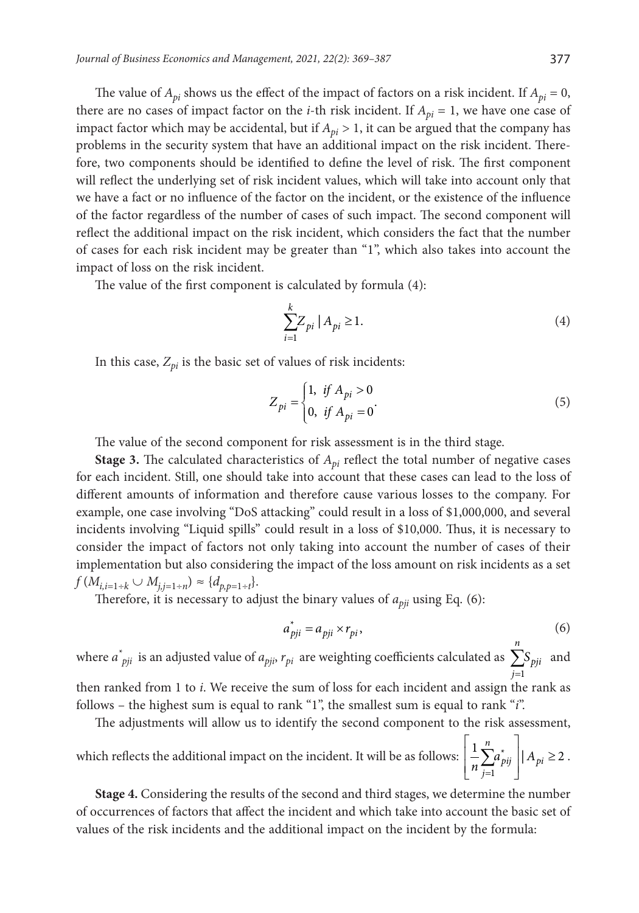The value of $A_{pi}$ shows us the effect of the impact of factors on a risk incident. If $A_{pi} = 0$, there are no cases of impact factor on the $i$-th risk incident. If $A_{pi} = 1$, we have one case of impact factor which may be accidental, but if $A_{pi} > 1$, it can be argued that the company has problems in the security system that have an additional impact on the risk incident. Therefore, two components should be identified to define the level of risk. The first component will reflect the underlying set of risk incident values, which will take into account only that we have a fact or no influence of the factor on the incident, or the existence of the influence of the factor regardless of the number of cases of such impact. The second component will reflect the additional impact on the risk incident, which considers the fact that the number of cases for each risk incident may be greater than "1", which also takes into account the impact of loss on the risk incident.

The value of the first component is calculated by formula (4):

$$\sum_{i=1}^{k} Z_{pi} \mid A_{pi} \geq 1. \tag{4}$$

In this case, $Z_{pi}$ is the basic set of values of risk incidents:

$$Z_{pi} = \begin{cases} 1, & if\ A_{pi} > 0 \\ 0, & if\ A_{pi} = 0 \end{cases}. \tag{5}$$

The value of the second component for risk assessment is in the third stage.

**Stage 3.** The calculated characteristics of $A_{pi}$ reflect the total number of negative cases for each incident. Still, one should take into account that these cases can lead to the loss of different amounts of information and therefore cause various losses to the company. For example, one case involving "DoS attacking" could result in a loss of $1,000,000, and several incidents involving "Liquid spills" could result in a loss of $10,000. Thus, it is necessary to consider the impact of factors not only taking into account the number of cases of their implementation but also considering the impact of the loss amount on risk incidents as a set $f\,(M_{i,i=1 \div k} \cup M_{j,j=1 \div n}) \approx \{d_{p,p=1 \div t}\}$.

Therefore, it is necessary to adjust the binary values of $a_{pji}$ using Eq. (6):

$$a^{*}_{pji} = a_{pji} \times r_{pi}, \tag{6}$$

where $a^{*}_{pji}$ is an adjusted value of $a_{pji}$, $r_{pi}$ are weighting coefficients calculated as $\sum_{j=1}^{n} S_{pji}$ and then ranked from 1 to $i$. We receive the sum of loss for each incident and assign the rank as follows – the highest sum is equal to rank "1", the smallest sum is equal to rank "$i$".

The adjustments will allow us to identify the second component to the risk assessment, which reflects the additional impact on the incident. It will be as follows: $\left[ \frac{1}{n} \sum_{j=1}^{n} a^{*}_{pij} \right] \mid A_{pi} \geq 2$.

**Stage 4.** Considering the results of the second and third stages, we determine the number of occurrences of factors that affect the incident and which take into account the basic set of values of the risk incidents and the additional impact on the incident by the formula: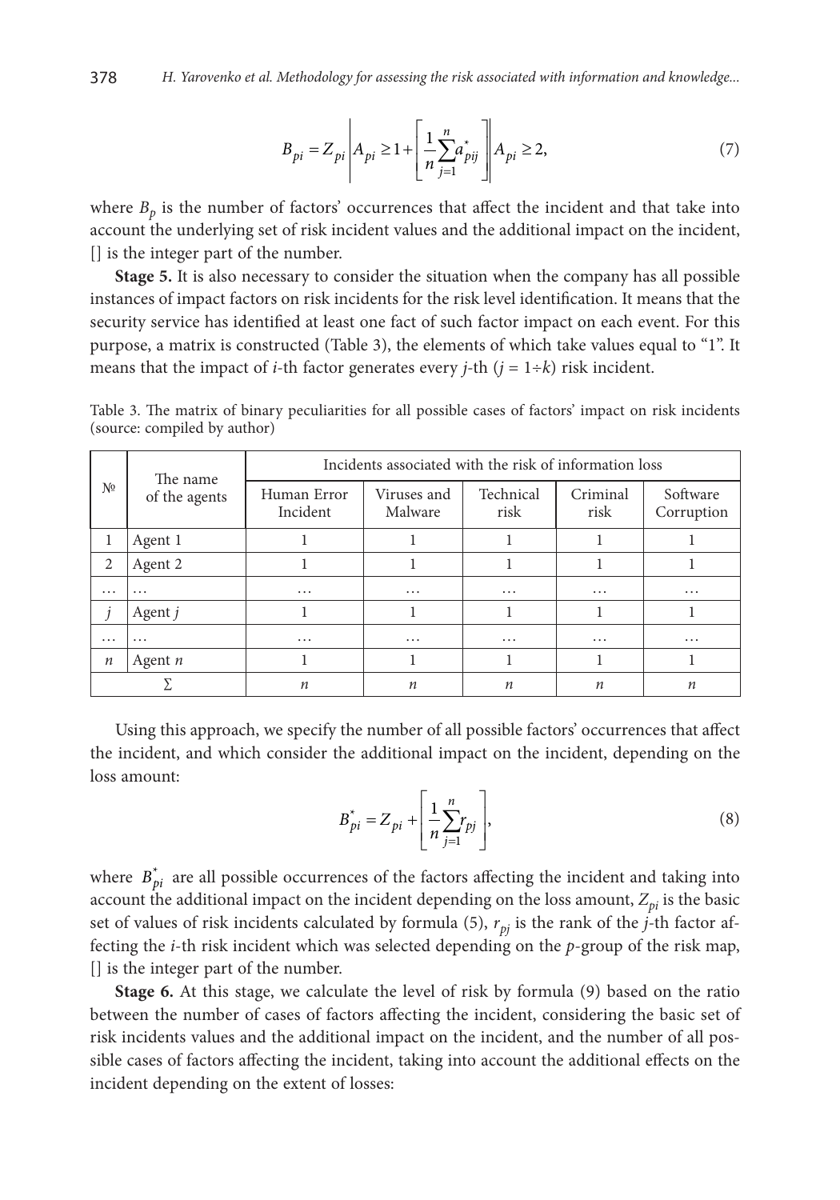$$B_{pi} = Z_{pi} \left| A_{pi} \geq 1 + \left[ \frac{1}{n} \sum_{j=1}^{n} a^{*}_{pij} \right] \right| A_{pi} \geq 2, \tag{7}$$

where $B_p$ is the number of factors' occurrences that affect the incident and that take into account the underlying set of risk incident values and the additional impact on the incident, [] is the integer part of the number.

**Stage 5.** It is also necessary to consider the situation when the company has all possible instances of impact factors on risk incidents for the risk level identification. It means that the security service has identified at least one fact of such factor impact on each event. For this purpose, a matrix is constructed (Table 3), the elements of which take values equal to "1". It means that the impact of $i$-th factor generates every $j$-th ($j = 1 \div k$) risk incident.

Table 3. The matrix of binary peculiarities for all possible cases of factors' impact on risk incidents (source: compiled by author)

| № | The name of the agents | Incidents associated with the risk of information loss | | | | |
|---|---|---|---|---|---|---|
| | | Human Error Incident | Viruses and Malware | Technical risk | Criminal risk | Software Corruption |
| 1 | Agent 1 | 1 | 1 | 1 | 1 | 1 |
| 2 | Agent 2 | 1 | 1 | 1 | 1 | 1 |
| … | … | … | … | … | … | … |
| $j$ | Agent $j$ | 1 | 1 | 1 | 1 | 1 |
| … | … | … | … | … | … | … |
| $n$ | Agent $n$ | 1 | 1 | 1 | 1 | 1 |
| ∑ | | $n$ | $n$ | $n$ | $n$ | $n$ |

Using this approach, we specify the number of all possible factors' occurrences that affect the incident, and which consider the additional impact on the incident, depending on the loss amount:

$$B^{*}_{pi} = Z_{pi} + \left[ \frac{1}{n} \sum_{j=1}^{n} r_{pj} \right], \tag{8}$$

where $B^{*}_{pi}$ are all possible occurrences of the factors affecting the incident and taking into account the additional impact on the incident depending on the loss amount, $Z_{pi}$ is the basic set of values of risk incidents calculated by formula (5), $r_{pj}$ is the rank of the $j$-th factor affecting the $i$-th risk incident which was selected depending on the $p$-group of the risk map, [] is the integer part of the number.

**Stage 6.** At this stage, we calculate the level of risk by formula (9) based on the ratio between the number of cases of factors affecting the incident, considering the basic set of risk incidents values and the additional impact on the incident, and the number of all possible cases of factors affecting the incident, taking into account the additional effects on the incident depending on the extent of losses: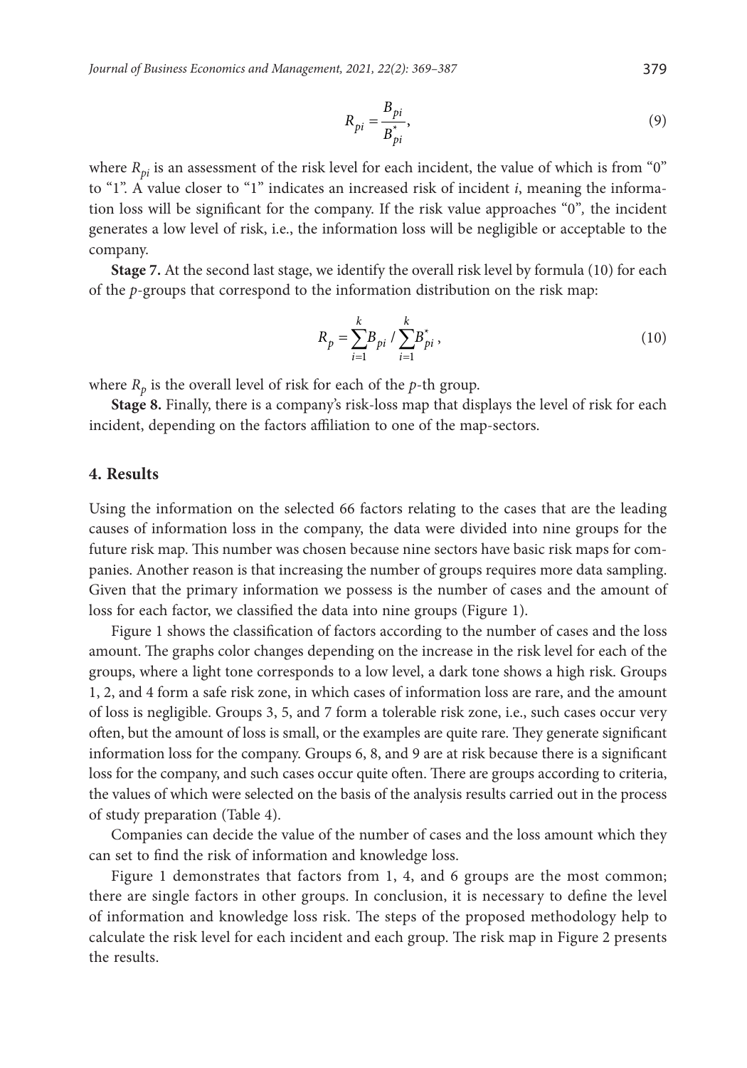$$R_{pi} = \frac{B_{pi}}{B_{pi}^{*}}, \tag{9}$$

where $R_{pi}$ is an assessment of the risk level for each incident, the value of which is from "0" to "1". A value closer to "1" indicates an increased risk of incident $i$, meaning the information loss will be significant for the company. If the risk value approaches "0", the incident generates a low level of risk, i.e., the information loss will be negligible or acceptable to the company.

**Stage 7.** At the second last stage, we identify the overall risk level by formula (10) for each of the $p$-groups that correspond to the information distribution on the risk map:

$$R_p = \sum_{i=1}^{k} B_{pi} \, / \sum_{i=1}^{k} B_{pi}^{*}, \tag{10}$$

where $R_p$ is the overall level of risk for each of the $p$-th group.

**Stage 8.** Finally, there is a company's risk-loss map that displays the level of risk for each incident, depending on the factors affiliation to one of the map-sectors.

## 4. Results

Using the information on the selected 66 factors relating to the cases that are the leading causes of information loss in the company, the data were divided into nine groups for the future risk map. This number was chosen because nine sectors have basic risk maps for companies. Another reason is that increasing the number of groups requires more data sampling. Given that the primary information we possess is the number of cases and the amount of loss for each factor, we classified the data into nine groups (Figure 1).

Figure 1 shows the classification of factors according to the number of cases and the loss amount. The graphs color changes depending on the increase in the risk level for each of the groups, where a light tone corresponds to a low level, a dark tone shows a high risk. Groups 1, 2, and 4 form a safe risk zone, in which cases of information loss are rare, and the amount of loss is negligible. Groups 3, 5, and 7 form a tolerable risk zone, i.e., such cases occur very often, but the amount of loss is small, or the examples are quite rare. They generate significant information loss for the company. Groups 6, 8, and 9 are at risk because there is a significant loss for the company, and such cases occur quite often. There are groups according to criteria, the values of which were selected on the basis of the analysis results carried out in the process of study preparation (Table 4).

Companies can decide the value of the number of cases and the loss amount which they can set to find the risk of information and knowledge loss.

Figure 1 demonstrates that factors from 1, 4, and 6 groups are the most common; there are single factors in other groups. In conclusion, it is necessary to define the level of information and knowledge loss risk. The steps of the proposed methodology help to calculate the risk level for each incident and each group. The risk map in Figure 2 presents the results.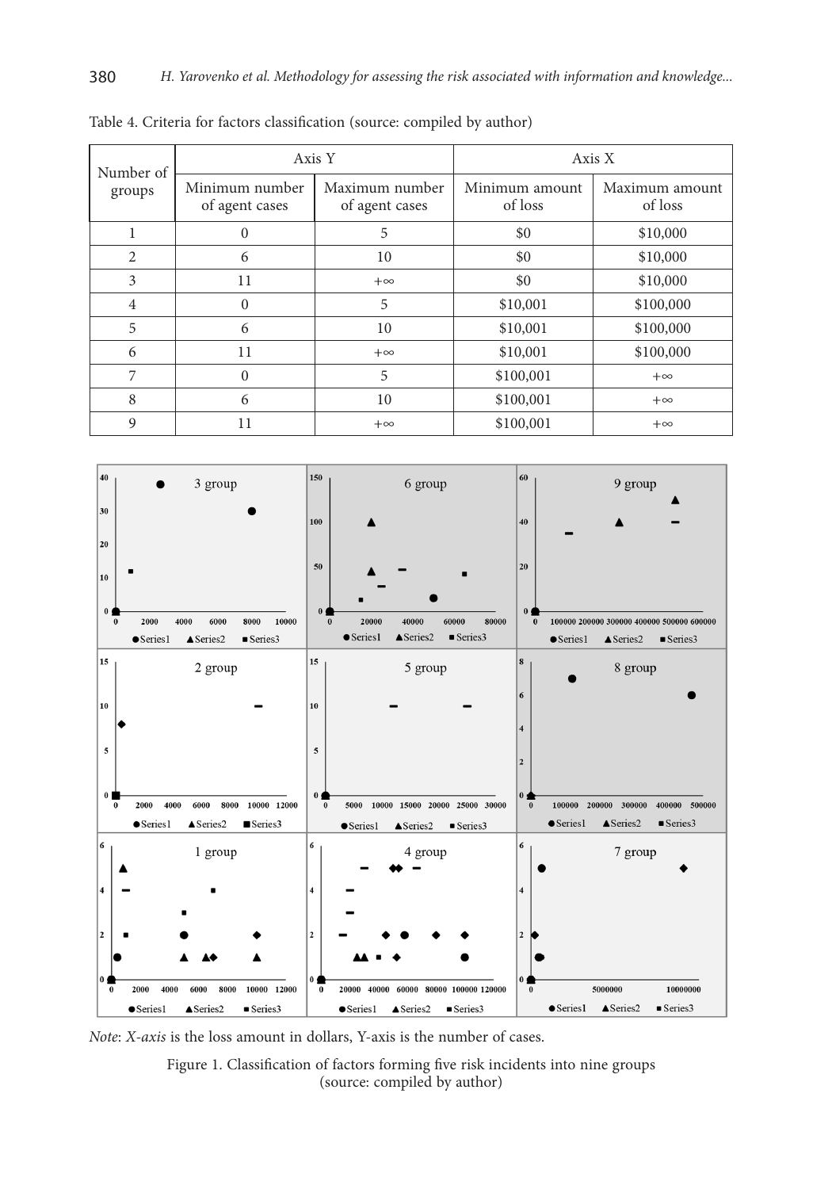Table 4. Criteria for factors classification (source: compiled by author)

| Number of groups | Axis Y | | Axis X | |
|---|---|---|---|---|
| | Minimum number of agent cases | Maximum number of agent cases | Minimum amount of loss | Maximum amount of loss |
| 1 | 0 | 5 | \$0 | \$10,000 |
| 2 | 6 | 10 | \$0 | \$10,000 |
| 3 | 11 | +∞ | \$0 | \$10,000 |
| 4 | 0 | 5 | \$10,001 | \$100,000 |
| 5 | 6 | 10 | \$10,001 | \$100,000 |
| 6 | 11 | +∞ | \$10,001 | \$100,000 |
| 7 | 0 | 5 | \$100,001 | +∞ |
| 8 | 6 | 10 | \$100,001 | +∞ |
| 9 | 11 | +∞ | \$100,001 | +∞ |

*Note*: *X-axis* is the loss amount in dollars, Y-axis is the number of cases.

Figure 1. Classification of factors forming five risk incidents into nine groups (source: compiled by author)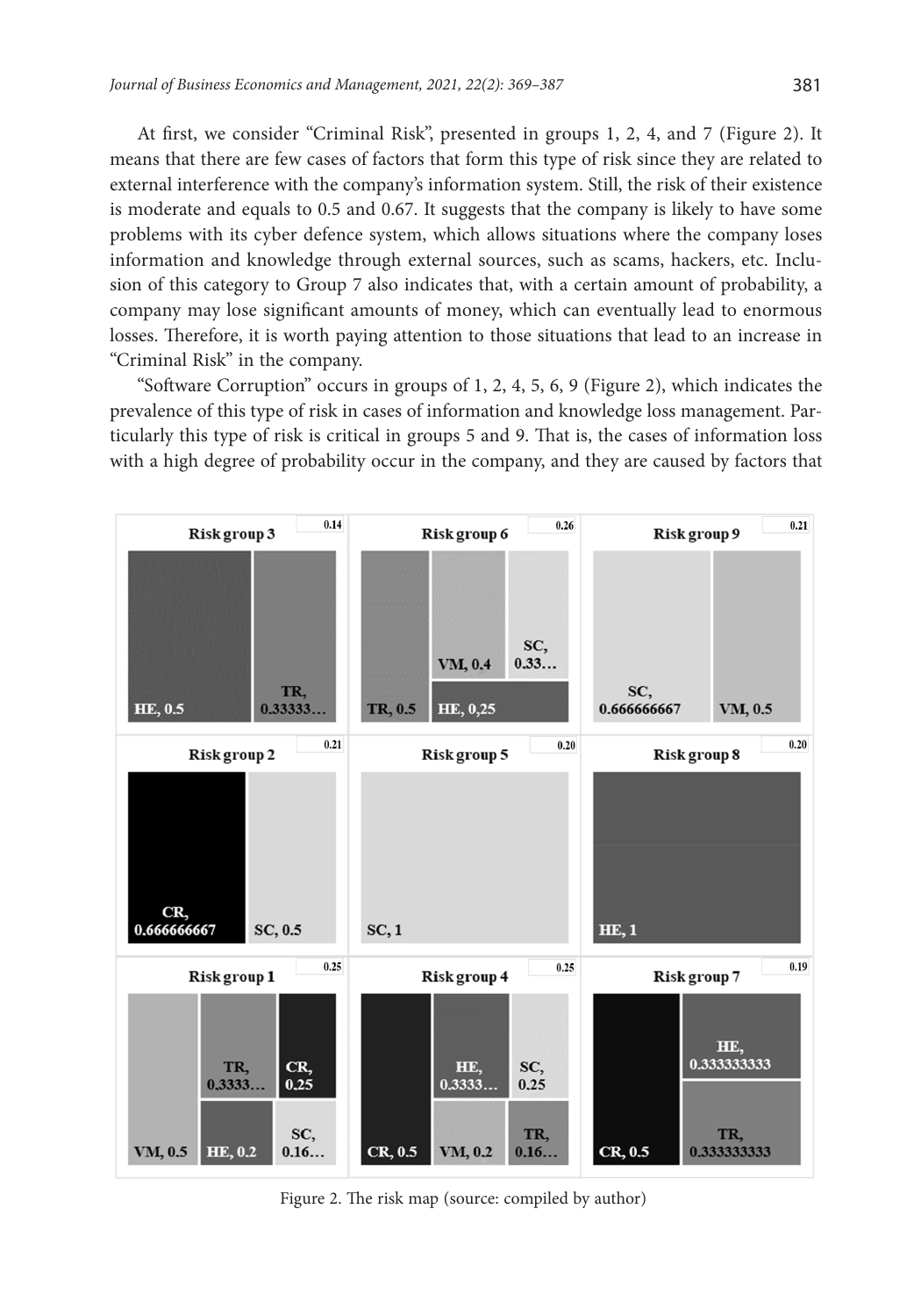At first, we consider "Criminal Risk", presented in groups 1, 2, 4, and 7 (Figure 2). It means that there are few cases of factors that form this type of risk since they are related to external interference with the company's information system. Still, the risk of their existence is moderate and equals to 0.5 and 0.67. It suggests that the company is likely to have some problems with its cyber defence system, which allows situations where the company loses information and knowledge through external sources, such as scams, hackers, etc. Inclusion of this category to Group 7 also indicates that, with a certain amount of probability, a company may lose significant amounts of money, which can eventually lead to enormous losses. Therefore, it is worth paying attention to those situations that lead to an increase in "Criminal Risk" in the company.

"Software Corruption" occurs in groups of 1, 2, 4, 5, 6, 9 (Figure 2), which indicates the prevalence of this type of risk in cases of information and knowledge loss management. Particularly this type of risk is critical in groups 5 and 9. That is, the cases of information loss with a high degree of probability occur in the company, and they are caused by factors that

| Risk group 3 (0.14) | Risk group 6 (0.26) | Risk group 9 (0.21) |
|---|---|---|
| HE, 0.5; TR, 0.33333… | TR, 0.5; VM, 0.4; SC, 0.33…; HE, 0,25 | SC, 0.666666667; VM, 0.5 |

| Risk group 2 (0.21) | Risk group 5 (0.20) | Risk group 8 (0.20) |
|---|---|---|
| CR, 0.666666667; SC, 0.5 | SC, 1 | HE, 1 |

| Risk group 1 (0.25) | Risk group 4 (0.25) | Risk group 7 (0.19) |
|---|---|---|
| VM, 0.5; TR, 0.3333…; CR, 0.25; HE, 0.2; SC, 0.16… | CR, 0.5; HE, 0.3333…; SC, 0.25; VM, 0.2; TR, 0.16… | CR, 0.5; HE, 0.333333333; TR, 0.333333333 |

Figure 2. The risk map (source: compiled by author)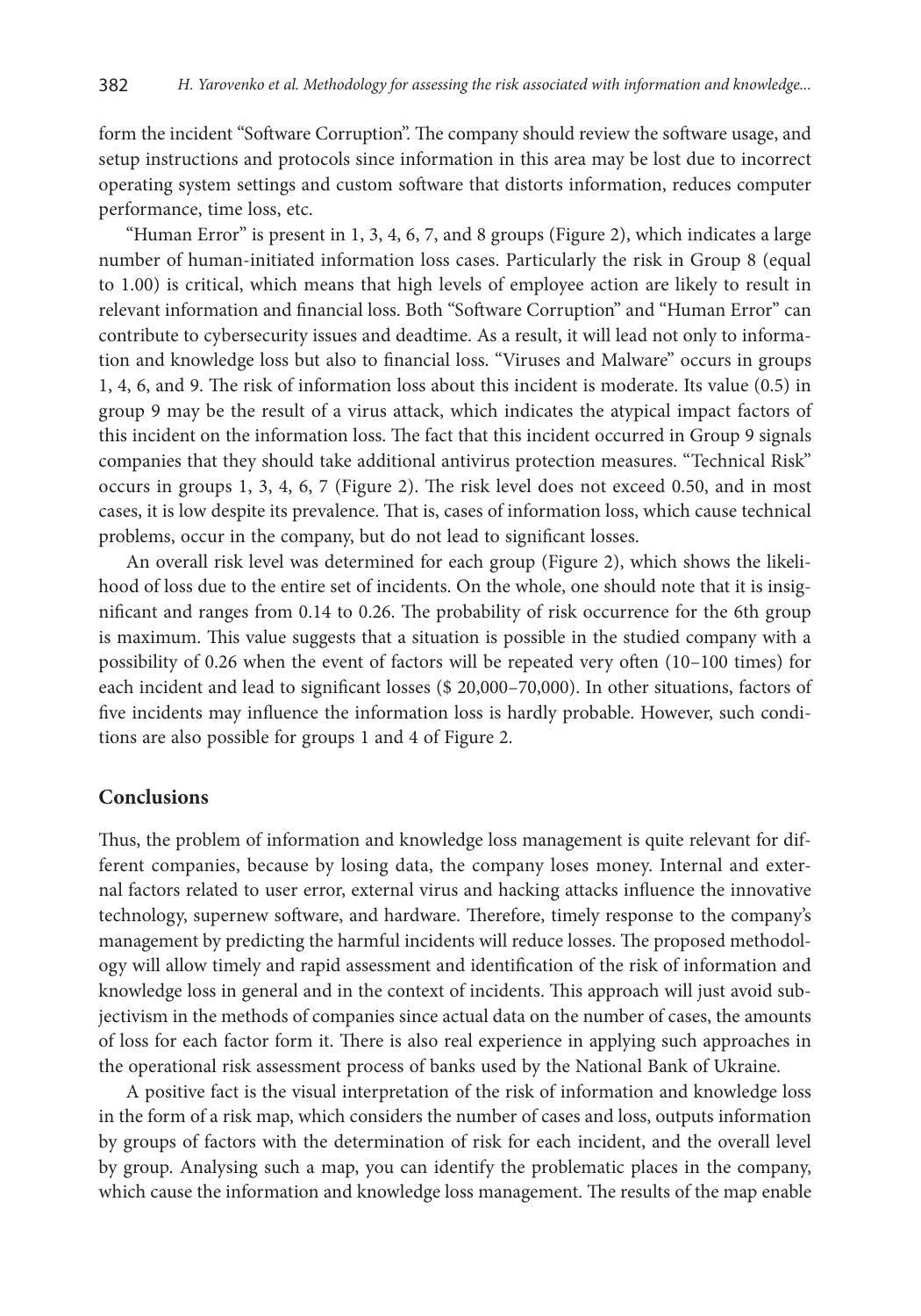form the incident "Software Corruption". The company should review the software usage, and setup instructions and protocols since information in this area may be lost due to incorrect operating system settings and custom software that distorts information, reduces computer performance, time loss, etc.

"Human Error" is present in 1, 3, 4, 6, 7, and 8 groups (Figure 2), which indicates a large number of human-initiated information loss cases. Particularly the risk in Group 8 (equal to 1.00) is critical, which means that high levels of employee action are likely to result in relevant information and financial loss. Both "Software Corruption" and "Human Error" can contribute to cybersecurity issues and deadtime. As a result, it will lead not only to information and knowledge loss but also to financial loss. "Viruses and Malware" occurs in groups 1, 4, 6, and 9. The risk of information loss about this incident is moderate. Its value (0.5) in group 9 may be the result of a virus attack, which indicates the atypical impact factors of this incident on the information loss. The fact that this incident occurred in Group 9 signals companies that they should take additional antivirus protection measures. "Technical Risk" occurs in groups 1, 3, 4, 6, 7 (Figure 2). The risk level does not exceed 0.50, and in most cases, it is low despite its prevalence. That is, cases of information loss, which cause technical problems, occur in the company, but do not lead to significant losses.

An overall risk level was determined for each group (Figure 2), which shows the likelihood of loss due to the entire set of incidents. On the whole, one should note that it is insignificant and ranges from 0.14 to 0.26. The probability of risk occurrence for the 6th group is maximum. This value suggests that a situation is possible in the studied company with a possibility of 0.26 when the event of factors will be repeated very often (10–100 times) for each incident and lead to significant losses ($ 20,000–70,000). In other situations, factors of five incidents may influence the information loss is hardly probable. However, such conditions are also possible for groups 1 and 4 of Figure 2.

## Conclusions

Thus, the problem of information and knowledge loss management is quite relevant for different companies, because by losing data, the company loses money. Internal and external factors related to user error, external virus and hacking attacks influence the innovative technology, supernew software, and hardware. Therefore, timely response to the company's management by predicting the harmful incidents will reduce losses. The proposed methodology will allow timely and rapid assessment and identification of the risk of information and knowledge loss in general and in the context of incidents. This approach will just avoid subjectivism in the methods of companies since actual data on the number of cases, the amounts of loss for each factor form it. There is also real experience in applying such approaches in the operational risk assessment process of banks used by the National Bank of Ukraine.

A positive fact is the visual interpretation of the risk of information and knowledge loss in the form of a risk map, which considers the number of cases and loss, outputs information by groups of factors with the determination of risk for each incident, and the overall level by group. Analysing such a map, you can identify the problematic places in the company, which cause the information and knowledge loss management. The results of the map enable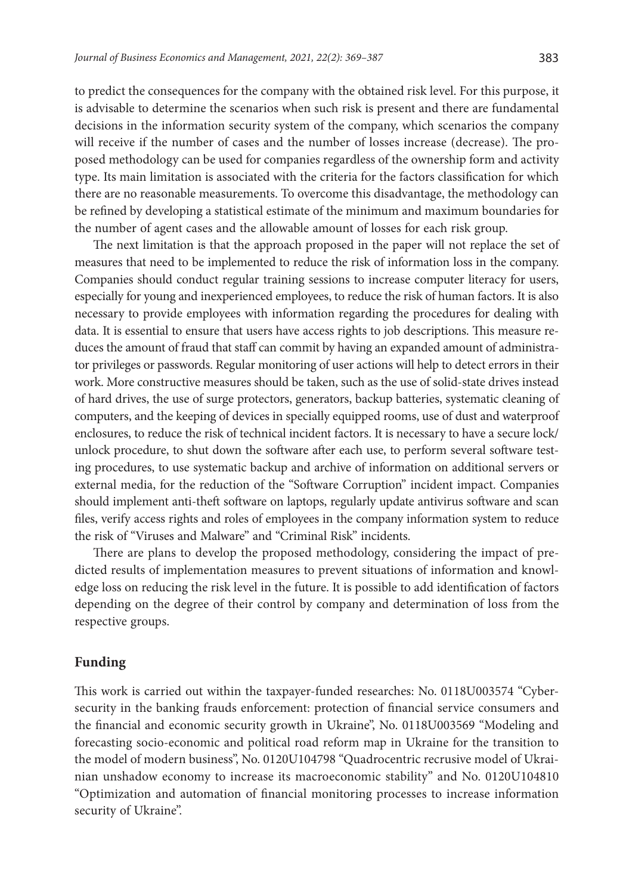to predict the consequences for the company with the obtained risk level. For this purpose, it is advisable to determine the scenarios when such risk is present and there are fundamental decisions in the information security system of the company, which scenarios the company will receive if the number of cases and the number of losses increase (decrease). The proposed methodology can be used for companies regardless of the ownership form and activity type. Its main limitation is associated with the criteria for the factors classification for which there are no reasonable measurements. To overcome this disadvantage, the methodology can be refined by developing a statistical estimate of the minimum and maximum boundaries for the number of agent cases and the allowable amount of losses for each risk group.

The next limitation is that the approach proposed in the paper will not replace the set of measures that need to be implemented to reduce the risk of information loss in the company. Companies should conduct regular training sessions to increase computer literacy for users, especially for young and inexperienced employees, to reduce the risk of human factors. It is also necessary to provide employees with information regarding the procedures for dealing with data. It is essential to ensure that users have access rights to job descriptions. This measure reduces the amount of fraud that staff can commit by having an expanded amount of administrator privileges or passwords. Regular monitoring of user actions will help to detect errors in their work. More constructive measures should be taken, such as the use of solid-state drives instead of hard drives, the use of surge protectors, generators, backup batteries, systematic cleaning of computers, and the keeping of devices in specially equipped rooms, use of dust and waterproof enclosures, to reduce the risk of technical incident factors. It is necessary to have a secure lock/unlock procedure, to shut down the software after each use, to perform several software testing procedures, to use systematic backup and archive of information on additional servers or external media, for the reduction of the "Software Corruption" incident impact. Companies should implement anti-theft software on laptops, regularly update antivirus software and scan files, verify access rights and roles of employees in the company information system to reduce the risk of "Viruses and Malware" and "Criminal Risk" incidents.

There are plans to develop the proposed methodology, considering the impact of predicted results of implementation measures to prevent situations of information and knowledge loss on reducing the risk level in the future. It is possible to add identification of factors depending on the degree of their control by company and determination of loss from the respective groups.

## Funding

This work is carried out within the taxpayer-funded researches: No. 0118U003574 "Cybersecurity in the banking frauds enforcement: protection of financial service consumers and the financial and economic security growth in Ukraine", No. 0118U003569 "Modeling and forecasting socio-economic and political road reform map in Ukraine for the transition to the model of modern business", No. 0120U104798 "Quadrocentric recrusive model of Ukrainian unshadow economy to increase its macroeconomic stability" and No. 0120U104810 "Optimization and automation of financial monitoring processes to increase information security of Ukraine".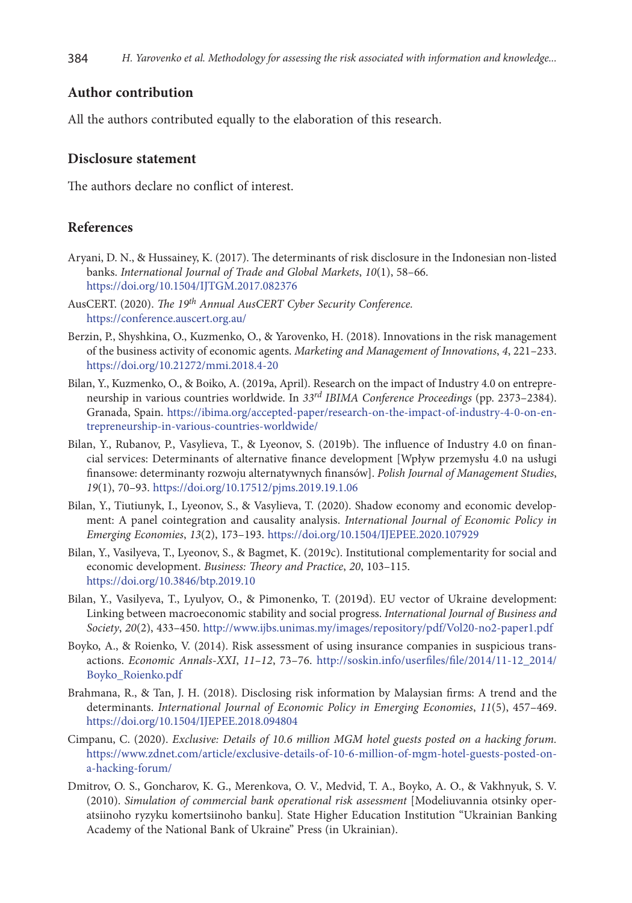## Author contribution

All the authors contributed equally to the elaboration of this research.

## Disclosure statement

The authors declare no conflict of interest.

## References

Aryani, D. N., & Hussainey, K. (2017). The determinants of risk disclosure in the Indonesian non-listed banks. *International Journal of Trade and Global Markets*, *10*(1), 58–66. https://doi.org/10.1504/IJTGM.2017.082376

AusCERT. (2020). *The 19th Annual AusCERT Cyber Security Conference.* https://conference.auscert.org.au/

Berzin, P., Shyshkina, O., Kuzmenko, O., & Yarovenko, H. (2018). Innovations in the risk management of the business activity of economic agents. *Marketing and Management of Innovations*, *4*, 221–233. https://doi.org/10.21272/mmi.2018.4-20

Bilan, Y., Kuzmenko, O., & Boiko, A. (2019a, April). Research on the impact of Industry 4.0 on entrepreneurship in various countries worldwide. In *33rd IBIMA Conference Proceedings* (pp. 2373–2384). Granada, Spain. https://ibima.org/accepted-paper/research-on-the-impact-of-industry-4-0-on-entrepreneurship-in-various-countries-worldwide/

Bilan, Y., Rubanov, P., Vasylieva, T., & Lyeonov, S. (2019b). The influence of Industry 4.0 on financial services: Determinants of alternative finance development [Wpływ przemysłu 4.0 na usługi finansowe: determinanty rozwoju alternatywnych finansów]. *Polish Journal of Management Studies*, *19*(1), 70–93. https://doi.org/10.17512/pjms.2019.19.1.06

Bilan, Y., Tiutiunyk, I., Lyeonov, S., & Vasylieva, T. (2020). Shadow economy and economic development: A panel cointegration and causality analysis. *International Journal of Economic Policy in Emerging Economies*, *13*(2), 173–193. https://doi.org/10.1504/IJEPEE.2020.107929

Bilan, Y., Vasilyeva, T., Lyeonov, S., & Bagmet, K. (2019c). Institutional complementarity for social and economic development. *Business: Theory and Practice*, *20*, 103–115. https://doi.org/10.3846/btp.2019.10

Bilan, Y., Vasilyeva, T., Lyulyov, O., & Pimonenko, T. (2019d). EU vector of Ukraine development: Linking between macroeconomic stability and social progress. *International Journal of Business and Society*, *20*(2), 433–450. http://www.ijbs.unimas.my/images/repository/pdf/Vol20-no2-paper1.pdf

Boyko, A., & Roienko, V. (2014). Risk assessment of using insurance companies in suspicious transactions. *Economic Annals-XXI*, *11–12*, 73–76. http://soskin.info/userfiles/file/2014/11-12_2014/Boyko_Roienko.pdf

Brahmana, R., & Tan, J. H. (2018). Disclosing risk information by Malaysian firms: A trend and the determinants. *International Journal of Economic Policy in Emerging Economies*, *11*(5), 457–469. https://doi.org/10.1504/IJEPEE.2018.094804

Cimpanu, C. (2020). *Exclusive: Details of 10.6 million MGM hotel guests posted on a hacking forum.* https://www.zdnet.com/article/exclusive-details-of-10-6-million-of-mgm-hotel-guests-posted-on-a-hacking-forum/

Dmitrov, O. S., Goncharov, K. G., Merenkova, O. V., Medvid, T. A., Boyko, A. O., & Vakhnyuk, S. V. (2010). *Simulation of commercial bank operational risk assessment* [Modeliuvannia otsinky operatsiinoho ryzyku komertsiinoho banku]. State Higher Education Institution "Ukrainian Banking Academy of the National Bank of Ukraine" Press (in Ukrainian).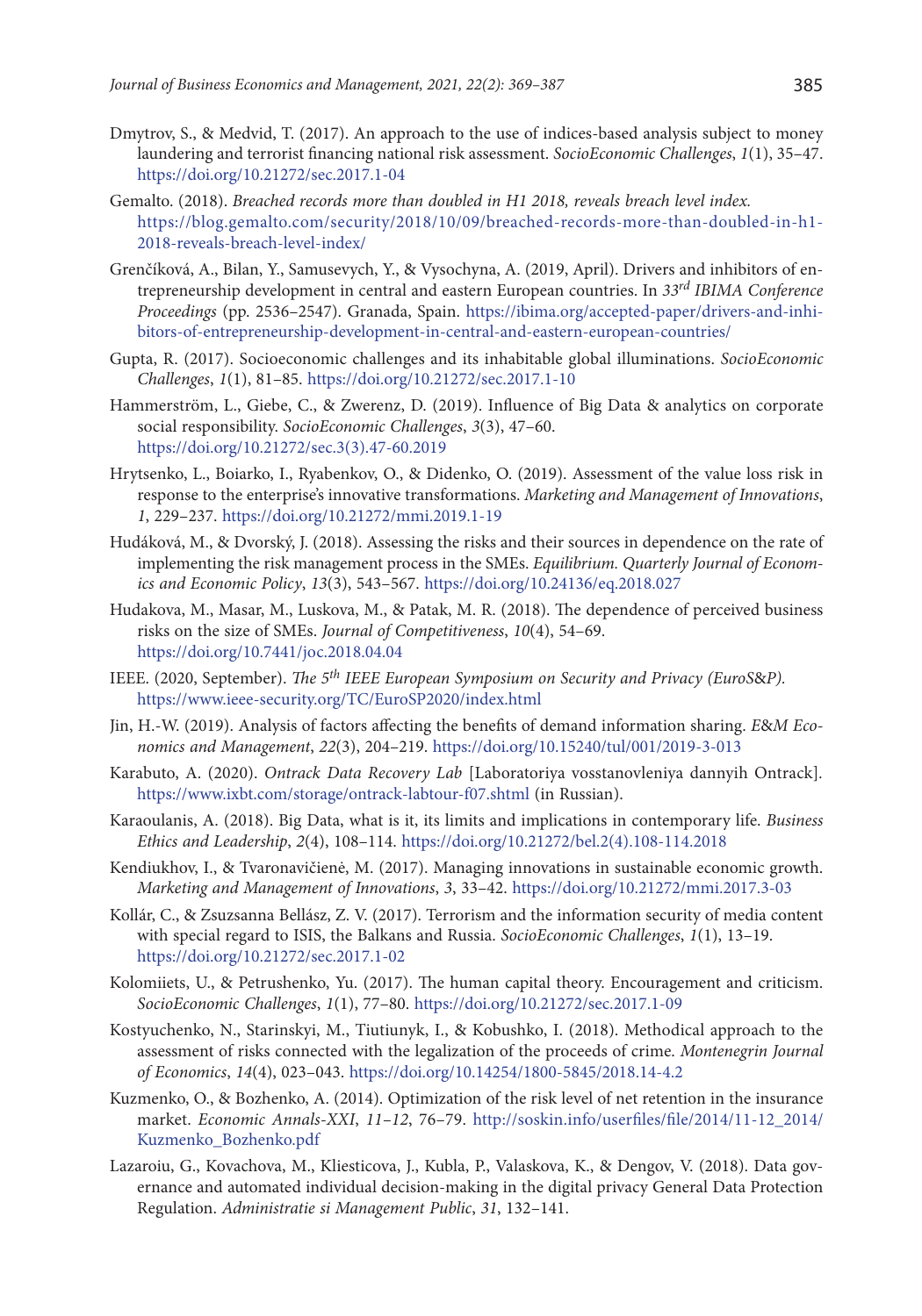Dmytrov, S., & Medvid, T. (2017). An approach to the use of indices-based analysis subject to money laundering and terrorist financing national risk assessment. *SocioEconomic Challenges*, *1*(1), 35–47. https://doi.org/10.21272/sec.2017.1-04

Gemalto. (2018). *Breached records more than doubled in H1 2018, reveals breach level index.* https://blog.gemalto.com/security/2018/10/09/breached-records-more-than-doubled-in-h1-2018-reveals-breach-level-index/

Grenčíková, A., Bilan, Y., Samusevych, Y., & Vysochyna, A. (2019, April). Drivers and inhibitors of entrepreneurship development in central and eastern European countries. In *33rd IBIMA Conference Proceedings* (pp. 2536–2547). Granada, Spain. https://ibima.org/accepted-paper/drivers-and-inhibitors-of-entrepreneurship-development-in-central-and-eastern-european-countries/

Gupta, R. (2017). Socioeconomic challenges and its inhabitable global illuminations. *SocioEconomic Challenges*, *1*(1), 81–85. https://doi.org/10.21272/sec.2017.1-10

Hammerström, L., Giebe, C., & Zwerenz, D. (2019). Influence of Big Data & analytics on corporate social responsibility. *SocioEconomic Challenges*, *3*(3), 47–60. https://doi.org/10.21272/sec.3(3).47-60.2019

Hrytsenko, L., Boiarko, I., Ryabenkov, O., & Didenko, O. (2019). Assessment of the value loss risk in response to the enterprise's innovative transformations. *Marketing and Management of Innovations*, *1*, 229–237. https://doi.org/10.21272/mmi.2019.1-19

Hudáková, M., & Dvorský, J. (2018). Assessing the risks and their sources in dependence on the rate of implementing the risk management process in the SMEs. *Equilibrium. Quarterly Journal of Economics and Economic Policy*, *13*(3), 543–567. https://doi.org/10.24136/eq.2018.027

Hudakova, M., Masar, M., Luskova, M., & Patak, M. R. (2018). The dependence of perceived business risks on the size of SMEs. *Journal of Competitiveness*, *10*(4), 54–69. https://doi.org/10.7441/joc.2018.04.04

IEEE. (2020, September). *The 5th IEEE European Symposium on Security and Privacy (EuroS&P).* https://www.ieee-security.org/TC/EuroSP2020/index.html

Jin, H.-W. (2019). Analysis of factors affecting the benefits of demand information sharing. *E&M Economics and Management*, *22*(3), 204–219. https://doi.org/10.15240/tul/001/2019-3-013

Karabuto, A. (2020). *Ontrack Data Recovery Lab* [Laboratoriya vosstanovleniya dannyih Ontrack]. https://www.ixbt.com/storage/ontrack-labtour-f07.shtml (in Russian).

Karaoulanis, A. (2018). Big Data, what is it, its limits and implications in contemporary life. *Business Ethics and Leadership*, *2*(4), 108–114. https://doi.org/10.21272/bel.2(4).108-114.2018

Kendiukhov, I., & Tvaronavičienė, M. (2017). Managing innovations in sustainable economic growth. *Marketing and Management of Innovations*, *3*, 33–42. https://doi.org/10.21272/mmi.2017.3-03

Kollár, C., & Zsuzsanna Bellász, Z. V. (2017). Terrorism and the information security of media content with special regard to ISIS, the Balkans and Russia. *SocioEconomic Challenges*, *1*(1), 13–19. https://doi.org/10.21272/sec.2017.1-02

Kolomiiets, U., & Petrushenko, Yu. (2017). The human capital theory. Encouragement and criticism. *SocioEconomic Challenges*, *1*(1), 77–80. https://doi.org/10.21272/sec.2017.1-09

Kostyuchenko, N., Starinskyi, M., Tiutiunyk, I., & Kobushko, I. (2018). Methodical approach to the assessment of risks connected with the legalization of the proceeds of crime. *Montenegrin Journal of Economics*, *14*(4), 023–043. https://doi.org/10.14254/1800-5845/2018.14-4.2

Kuzmenko, O., & Bozhenko, A. (2014). Optimization of the risk level of net retention in the insurance market. *Economic Annals-XXI*, *11–12*, 76–79. http://soskin.info/userfiles/file/2014/11-12_2014/Kuzmenko_Bozhenko.pdf

Lazaroiu, G., Kovachova, M., Kliesticova, J., Kubla, P., Valaskova, K., & Dengov, V. (2018). Data governance and automated individual decision-making in the digital privacy General Data Protection Regulation. *Administratie si Management Public*, *31*, 132–141.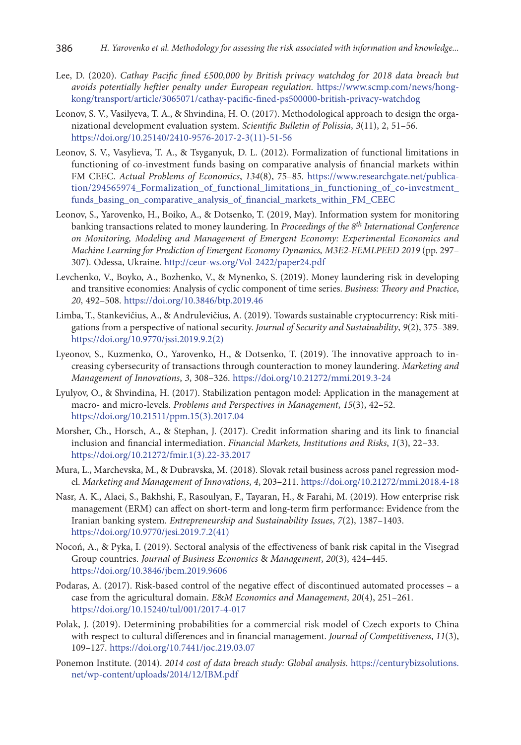Lee, D. (2020). *Cathay Pacific fined £500,000 by British privacy watchdog for 2018 data breach but avoids potentially heftier penalty under European regulation.* https://www.scmp.com/news/hong-kong/transport/article/3065071/cathay-pacific-fined-ps500000-british-privacy-watchdog

Leonov, S. V., Vasilyeva, T. A., & Shvindina, H. O. (2017). Methodological approach to design the organizational development evaluation system. *Scientific Bulletin of Polissia*, *3*(11), 2, 51–56. https://doi.org/10.25140/2410-9576-2017-2-3(11)-51-56

Leonov, S. V., Vasylieva, T. A., & Tsyganyuk, D. L. (2012). Formalization of functional limitations in functioning of co-investment funds basing on comparative analysis of financial markets within FM CEEC. *Actual Problems of Economics*, *134*(8), 75–85. https://www.researchgate.net/publication/294565974_Formalization_of_functional_limitations_in_functioning_of_co-investment_funds_basing_on_comparative_analysis_of_financial_markets_within_FM_CEEC

Leonov, S., Yarovenko, H., Boiko, A., & Dotsenko, T. (2019, May). Information system for monitoring banking transactions related to money laundering. In *Proceedings of the 8th International Conference on Monitoring, Modeling and Management of Emergent Economy: Experimental Economics and Machine Learning for Prediction of Emergent Economy Dynamics, M3E2-EEMLPEED 2019* (pp. 297–307). Odessa, Ukraine. http://ceur-ws.org/Vol-2422/paper24.pdf

Levchenko, V., Boyko, A., Bozhenko, V., & Mynenko, S. (2019). Money laundering risk in developing and transitive economies: Analysis of cyclic component of time series. *Business: Theory and Practice*, *20*, 492–508. https://doi.org/10.3846/btp.2019.46

Limba, T., Stankevičius, A., & Andrulevičius, A. (2019). Towards sustainable cryptocurrency: Risk mitigations from a perspective of national security. *Journal of Security and Sustainability*, *9*(2), 375–389. https://doi.org/10.9770/jssi.2019.9.2(2)

Lyeonov, S., Kuzmenko, O., Yarovenko, H., & Dotsenko, T. (2019). The innovative approach to increasing cybersecurity of transactions through counteraction to money laundering. *Marketing and Management of Innovations*, *3*, 308–326. https://doi.org/10.21272/mmi.2019.3-24

Lyulyov, O., & Shvindina, H. (2017). Stabilization pentagon model: Application in the management at macro- and micro-levels. *Problems and Perspectives in Management*, *15*(3), 42–52. https://doi.org/10.21511/ppm.15(3).2017.04

Morsher, Ch., Horsch, A., & Stephan, J. (2017). Credit information sharing and its link to financial inclusion and financial intermediation. *Financial Markets, Institutions and Risks*, *1*(3), 22–33. https://doi.org/10.21272/fmir.1(3).22-33.2017

Mura, L., Marchevska, M., & Dubravska, M. (2018). Slovak retail business across panel regression model. *Marketing and Management of Innovations*, *4*, 203–211. https://doi.org/10.21272/mmi.2018.4-18

Nasr, A. K., Alaei, S., Bakhshi, F., Rasoulyan, F., Tayaran, H., & Farahi, M. (2019). How enterprise risk management (ERM) can affect on short-term and long-term firm performance: Evidence from the Iranian banking system. *Entrepreneurship and Sustainability Issues*, *7*(2), 1387–1403. https://doi.org/10.9770/jesi.2019.7.2(41)

Nocoń, A., & Pyka, I. (2019). Sectoral analysis of the effectiveness of bank risk capital in the Visegrad Group countries. *Journal of Business Economics & Management*, *20*(3), 424–445. https://doi.org/10.3846/jbem.2019.9606

Podaras, A. (2017). Risk-based control of the negative effect of discontinued automated processes – a case from the agricultural domain. *E&M Economics and Management*, *20*(4), 251–261. https://doi.org/10.15240/tul/001/2017-4-017

Polak, J. (2019). Determining probabilities for a commercial risk model of Czech exports to China with respect to cultural differences and in financial management. *Journal of Competitiveness*, *11*(3), 109–127. https://doi.org/10.7441/joc.219.03.07

Ponemon Institute. (2014). *2014 cost of data breach study: Global analysis.* https://centurybizsolutions.net/wp-content/uploads/2014/12/IBM.pdf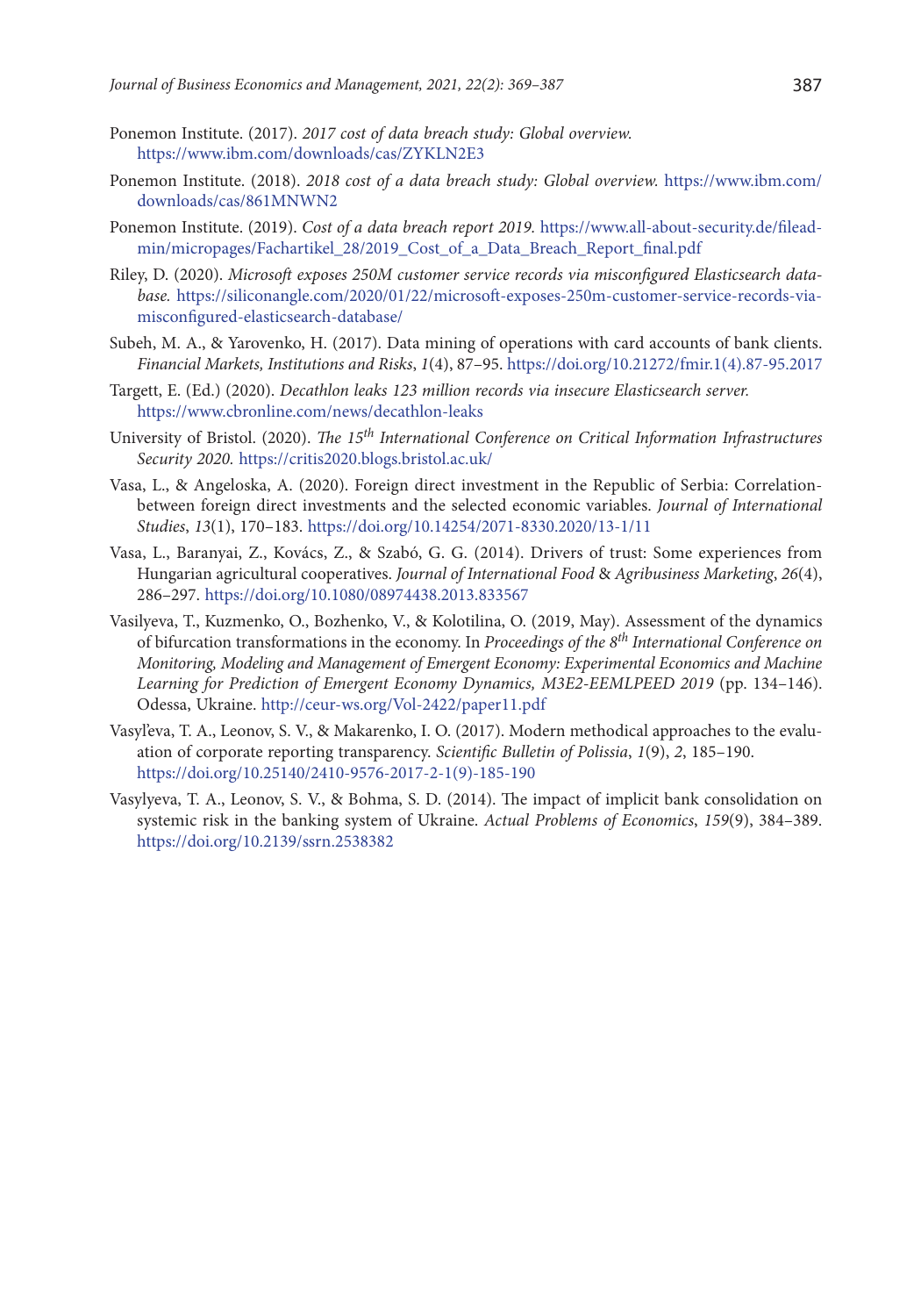Ponemon Institute. (2017). *2017 cost of data breach study: Global overview.* https://www.ibm.com/downloads/cas/ZYKLN2E3

Ponemon Institute. (2018). *2018 cost of a data breach study: Global overview.* https://www.ibm.com/downloads/cas/861MNWN2

Ponemon Institute. (2019). *Cost of a data breach report 2019.* https://www.all-about-security.de/fileadmin/micropages/Fachartikel_28/2019_Cost_of_a_Data_Breach_Report_final.pdf

Riley, D. (2020). *Microsoft exposes 250M customer service records via misconfigured Elasticsearch database.* https://siliconangle.com/2020/01/22/microsoft-exposes-250m-customer-service-records-via-misconfigured-elasticsearch-database/

Subeh, M. A., & Yarovenko, H. (2017). Data mining of operations with card accounts of bank clients. *Financial Markets, Institutions and Risks*, *1*(4), 87–95. https://doi.org/10.21272/fmir.1(4).87-95.2017

Targett, E. (Ed.) (2020). *Decathlon leaks 123 million records via insecure Elasticsearch server.* https://www.cbronline.com/news/decathlon-leaks

University of Bristol. (2020). *The 15th International Conference on Critical Information Infrastructures Security 2020.* https://critis2020.blogs.bristol.ac.uk/

Vasa, L., & Angeloska, A. (2020). Foreign direct investment in the Republic of Serbia: Correlationbetween foreign direct investments and the selected economic variables. *Journal of International Studies*, *13*(1), 170–183. https://doi.org/10.14254/2071-8330.2020/13-1/11

Vasa, L., Baranyai, Z., Kovács, Z., & Szabó, G. G. (2014). Drivers of trust: Some experiences from Hungarian agricultural cooperatives. *Journal of International Food* & *Agribusiness Marketing*, *26*(4), 286–297. https://doi.org/10.1080/08974438.2013.833567

Vasilyeva, T., Kuzmenko, O., Bozhenko, V., & Kolotilina, O. (2019, May). Assessment of the dynamics of bifurcation transformations in the economy. In *Proceedings of the 8th International Conference on Monitoring, Modeling and Management of Emergent Economy: Experimental Economics and Machine Learning for Prediction of Emergent Economy Dynamics, M3E2-EEMLPEED 2019* (pp. 134–146). Odessa, Ukraine. http://ceur-ws.org/Vol-2422/paper11.pdf

Vasyl'eva, T. A., Leonov, S. V., & Makarenko, I. O. (2017). Modern methodical approaches to the evaluation of corporate reporting transparency. *Scientific Bulletin of Polissia*, *1*(9), *2*, 185–190. https://doi.org/10.25140/2410-9576-2017-2-1(9)-185-190

Vasylyeva, T. A., Leonov, S. V., & Bohma, S. D. (2014). The impact of implicit bank consolidation on systemic risk in the banking system of Ukraine. *Actual Problems of Economics*, *159*(9), 384–389. https://doi.org/10.2139/ssrn.2538382